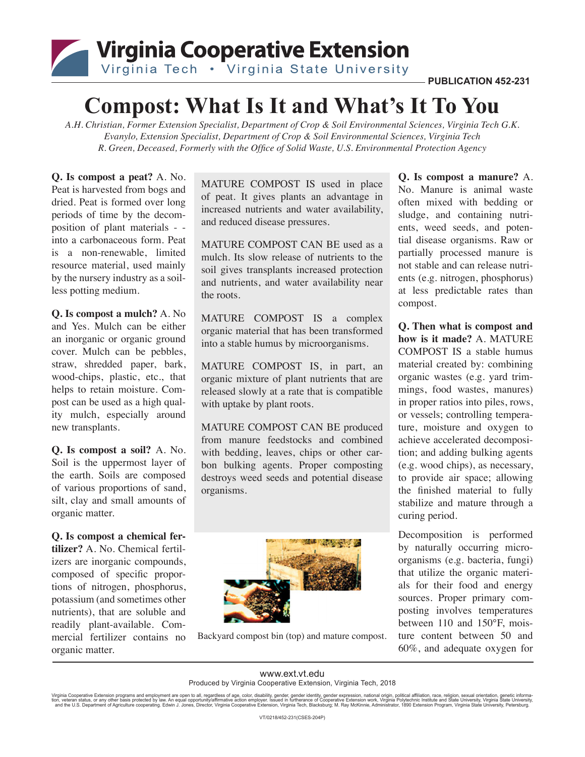Virginia Cooperative Extension
Virginia Tech • Virginia State University

PUBLICATION 452-231

# Compost: What Is It and What's It To You

*A.H. Christian, Former Extension Specialist, Department of Crop & Soil Environmental Sciences, Virginia Tech G.K. Evanylo, Extension Specialist, Department of Crop & Soil Environmental Sciences, Virginia Tech R. Green, Deceased, Formerly with the Office of Solid Waste, U.S. Environmental Protection Agency*

**Q. Is compost a peat?** A. No. Peat is harvested from bogs and dried. Peat is formed over long periods of time by the decomposition of plant materials - - into a carbonaceous form. Peat is a non-renewable, limited resource material, used mainly by the nursery industry as a soilless potting medium.

**Q. Is compost a mulch?** A. No and Yes. Mulch can be either an inorganic or organic ground cover. Mulch can be pebbles, straw, shredded paper, bark, wood-chips, plastic, etc., that helps to retain moisture. Compost can be used as a high quality mulch, especially around new transplants.

**Q. Is compost a soil?** A. No. Soil is the uppermost layer of the earth. Soils are composed of various proportions of sand, silt, clay and small amounts of organic matter.

**Q. Is compost a chemical fertilizer?** A. No. Chemical fertilizers are inorganic compounds, composed of specific proportions of nitrogen, phosphorus, potassium (and sometimes other nutrients), that are soluble and readily plant-available. Commercial fertilizer contains no organic matter.

MATURE COMPOST IS used in place of peat. It gives plants an advantage in increased nutrients and water availability, and reduced disease pressures.

MATURE COMPOST CAN BE used as a mulch. Its slow release of nutrients to the soil gives transplants increased protection and nutrients, and water availability near the roots.

MATURE COMPOST IS a complex organic material that has been transformed into a stable humus by microorganisms.

MATURE COMPOST IS, in part, an organic mixture of plant nutrients that are released slowly at a rate that is compatible with uptake by plant roots.

MATURE COMPOST CAN BE produced from manure feedstocks and combined with bedding, leaves, chips or other carbon bulking agents. Proper composting destroys weed seeds and potential disease organisms.

Backyard compost bin (top) and mature compost.

**Q. Is compost a manure?** A. No. Manure is animal waste often mixed with bedding or sludge, and containing nutrients, weed seeds, and potential disease organisms. Raw or partially processed manure is not stable and can release nutrients (e.g. nitrogen, phosphorus) at less predictable rates than compost.

**Q. Then what is compost and how is it made?** A. MATURE COMPOST IS a stable humus material created by: combining organic wastes (e.g. yard trimmings, food wastes, manures) in proper ratios into piles, rows, or vessels; controlling temperature, moisture and oxygen to achieve accelerated decomposition; and adding bulking agents (e.g. wood chips), as necessary, to provide air space; allowing the finished material to fully stabilize and mature through a curing period.

Decomposition is performed by naturally occurring microorganisms (e.g. bacteria, fungi) that utilize the organic materials for their food and energy sources. Proper primary composting involves temperatures between 110 and 150°F, moisture content between 50 and 60%, and adequate oxygen for

www.ext.vt.edu
Produced by Virginia Cooperative Extension, Virginia Tech, 2018

Virginia Cooperative Extension programs and employment are open to all, regardless of age, color, disability, gender, gender identity, gender expression, national origin, political affiliation, race, religion, sexual orientation, genetic information, veteran status, or any other basis protected by law. An equal opportunity/affirmative action employer. Issued in furtherance of Cooperative Extension work, Virginia Polytechnic Institute and State University, Virginia State University, and the U.S. Department of Agriculture cooperating. Edwin J. Jones, Director, Virginia Cooperative Extension, Virginia Tech, Blacksburg; M. Ray McKinnie, Administrator, 1890 Extension Program, Virginia State University, Petersburg.

VT/0218/452-231(CSES-204P)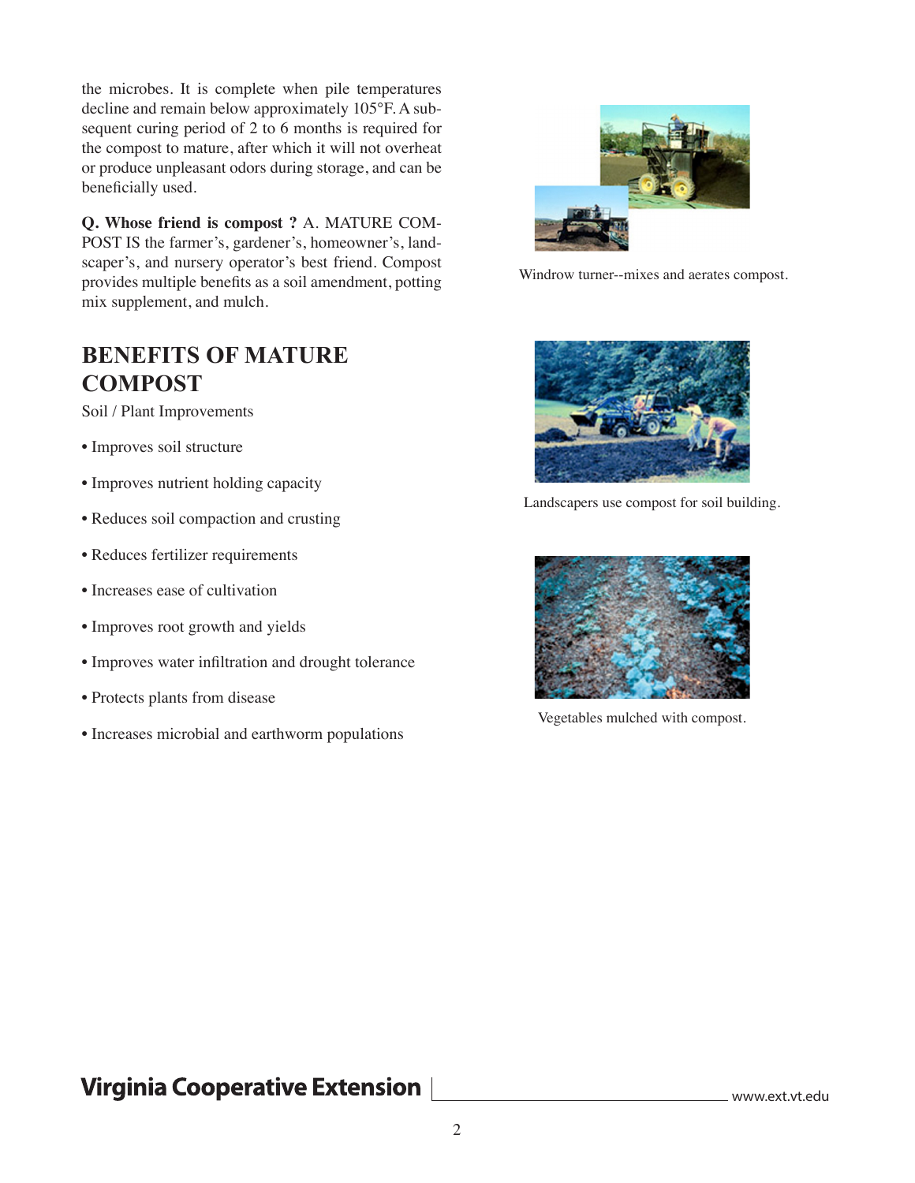the microbes. It is complete when pile temperatures decline and remain below approximately 105°F. A subsequent curing period of 2 to 6 months is required for the compost to mature, after which it will not overheat or produce unpleasant odors during storage, and can be beneficially used.

**Q. Whose friend is compost ?** A. MATURE COMPOST IS the farmer's, gardener's, homeowner's, landscaper's, and nursery operator's best friend. Compost provides multiple benefits as a soil amendment, potting mix supplement, and mulch.

Windrow turner--mixes and aerates compost.

## BENEFITS OF MATURE COMPOST

Soil / Plant Improvements

- Improves soil structure
- Improves nutrient holding capacity
- Reduces soil compaction and crusting
- Reduces fertilizer requirements
- Increases ease of cultivation
- Improves root growth and yields
- Improves water infiltration and drought tolerance
- Protects plants from disease
- Increases microbial and earthworm populations

Landscapers use compost for soil building.

Vegetables mulched with compost.